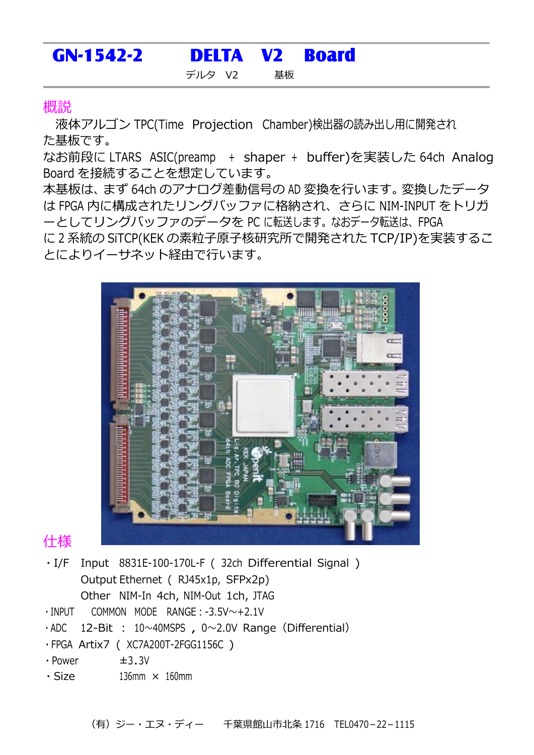# GN-1542-2　　DELTA　V2　Board

デルタ　V2　　基板

## 概説

液体アルゴン TPC(Time Projection Chamber)検出器の読み出し用に開発された基板です。

なお前段に LTARS ASIC(preamp ＋ shaper ＋ buffer)を実装した 64ch Analog Board を接続することを想定しています。

本基板は、まず 64ch のアナログ差動信号の AD 変換を行います。変換したデータは FPGA 内に構成されたリングバッファに格納され、さらに NIM-INPUT をトリガーとしてリングバッファのデータを PC に転送します。なおデータ転送は、FPGA に 2 系統の SiTCP(KEK の素粒子原子核研究所で開発された TCP/IP)を実装することによりイーサネット経由で行います。

## 仕様

- I/F　Input　8831E-100-170L-F ( 32ch Differential Signal )
  - Output Ethernet ( RJ45x1p, SFPx2p)
  - Other　NIM-In 4ch, NIM-Out 1ch, JTAG
- INPUT　COMMON MODE RANGE : -3.5V～+2.1V
- ADC　12-Bit ： 10～40MSPS , 0～2.0V Range（Differential）
- FPGA Artix7 ( XC7A200T-2FGG1156C )
- Power　±3.3V
- Size　136mm × 160mm

（有）ジー・エヌ・ディー　千葉県館山市北条 1716　TEL0470－22－1115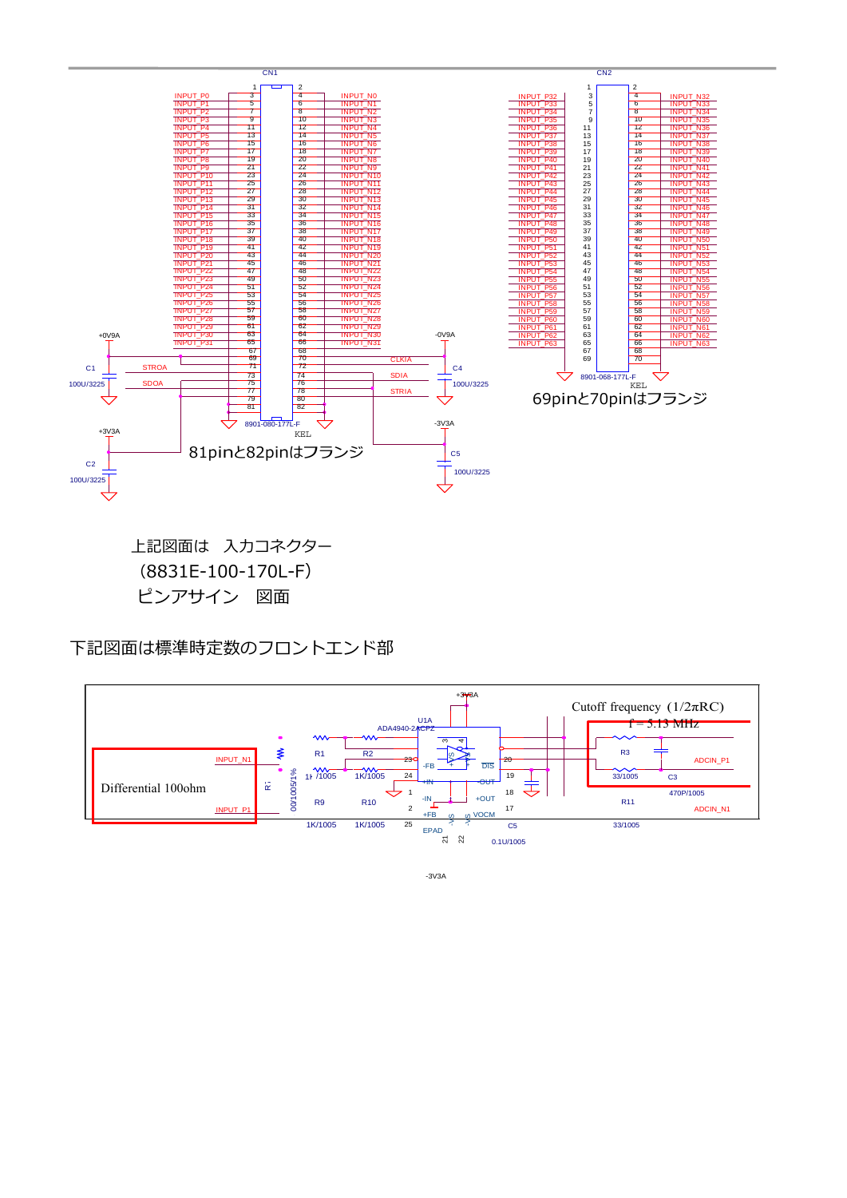CN1

81pinと82pinはフランジ

CN2

69pinと70pinはフランジ

上記図面は　入力コネクター
（8831E-100-170L-F）
ピンアサイン　図面

下記図面は標準時定数のフロントエンド部

Differential 100ohm

Cutoff frequency (1/2πRC)
f = 5.13 MHz